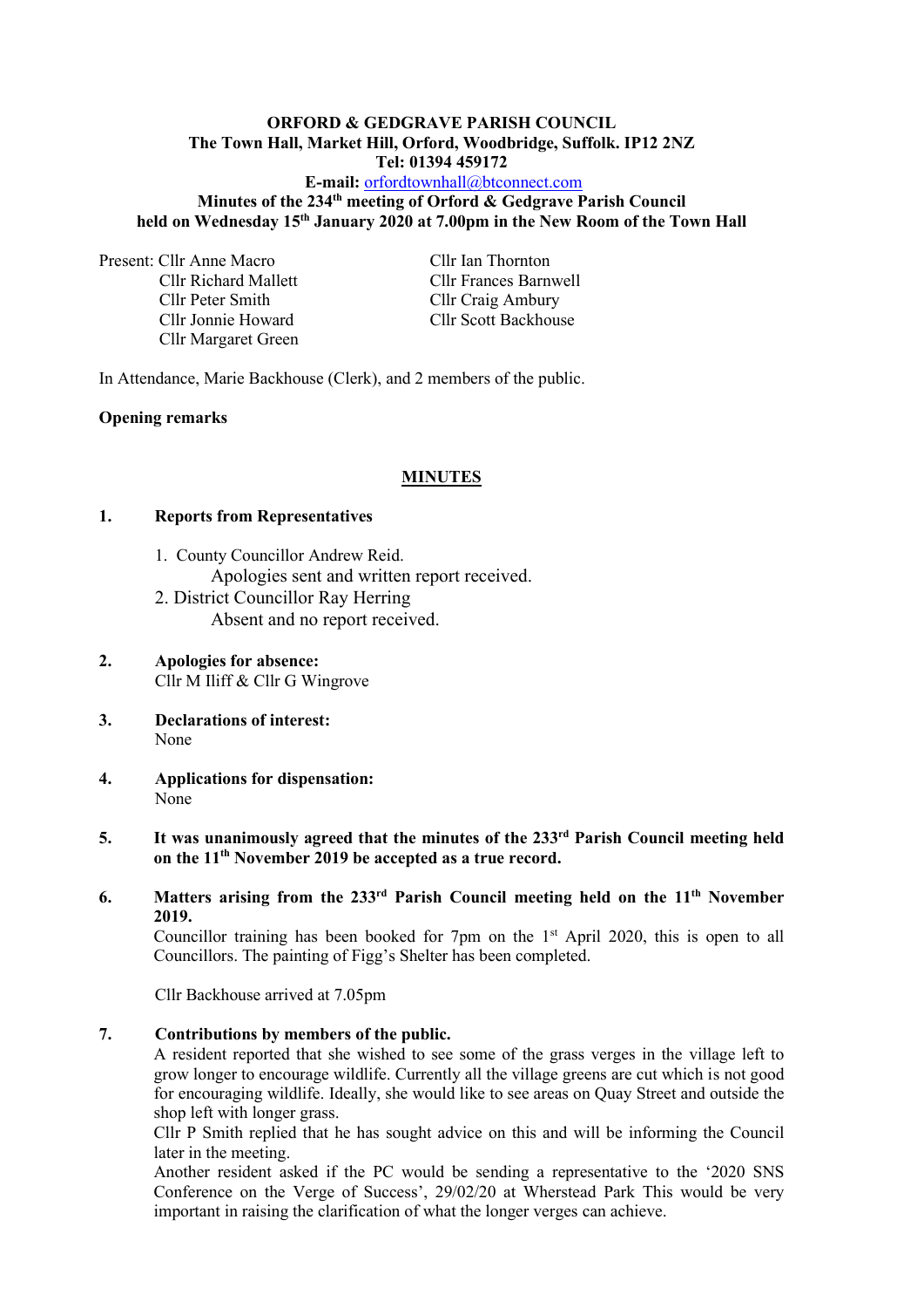**ORFORD & GEDGRAVE PARISH COUNCIL**
**The Town Hall, Market Hill, Orford, Woodbridge, Suffolk. IP12 2NZ**
**Tel: 01394 459172**
**E-mail:** orfordtownhall@btconnect.com
**Minutes of the 234th meeting of Orford & Gedgrave Parish Council**
**held on Wednesday 15th January 2020 at 7.00pm in the New Room of the Town Hall**

Present: Cllr Anne Macro
Cllr Richard Mallett
Cllr Peter Smith
Cllr Jonnie Howard
Cllr Margaret Green
Cllr Ian Thornton
Cllr Frances Barnwell
Cllr Craig Ambury
Cllr Scott Backhouse

In Attendance, Marie Backhouse (Clerk), and 2 members of the public.

**Opening remarks**

## MINUTES

**1. Reports from Representatives**

1. County Councillor Andrew Reid.
   Apologies sent and written report received.
2. District Councillor Ray Herring
   Absent and no report received.

**2. Apologies for absence:**
Cllr M Iliff & Cllr G Wingrove

**3. Declarations of interest:**
None

**4. Applications for dispensation:**
None

**5. It was unanimously agreed that the minutes of the 233rd Parish Council meeting held on the 11th November 2019 be accepted as a true record.**

**6. Matters arising from the 233rd Parish Council meeting held on the 11th November 2019.**
Councillor training has been booked for 7pm on the 1st April 2020, this is open to all Councillors. The painting of Figg's Shelter has been completed.

Cllr Backhouse arrived at 7.05pm

**7. Contributions by members of the public.**
A resident reported that she wished to see some of the grass verges in the village left to grow longer to encourage wildlife. Currently all the village greens are cut which is not good for encouraging wildlife. Ideally, she would like to see areas on Quay Street and outside the shop left with longer grass.
Cllr P Smith replied that he has sought advice on this and will be informing the Council later in the meeting.
Another resident asked if the PC would be sending a representative to the '2020 SNS Conference on the Verge of Success', 29/02/20 at Wherstead Park This would be very important in raising the clarification of what the longer verges can achieve.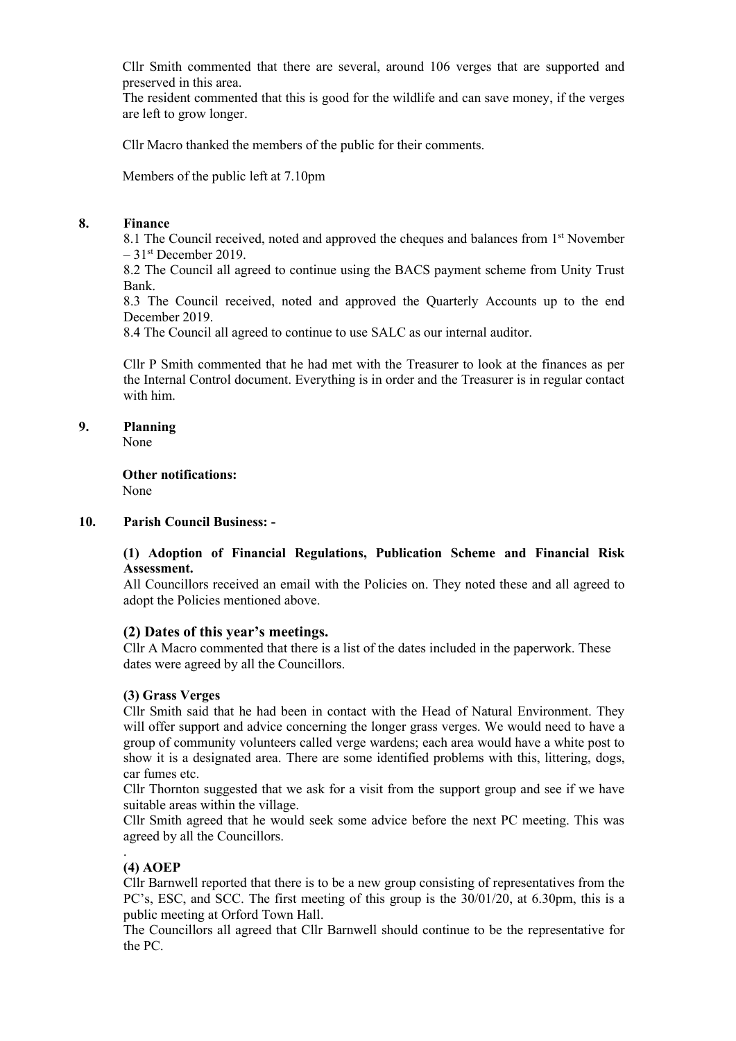Cllr Smith commented that there are several, around 106 verges that are supported and preserved in this area.
The resident commented that this is good for the wildlife and can save money, if the verges are left to grow longer.

Cllr Macro thanked the members of the public for their comments.

Members of the public left at 7.10pm

**8. Finance**

8.1 The Council received, noted and approved the cheques and balances from 1st November – 31st December 2019.
8.2 The Council all agreed to continue using the BACS payment scheme from Unity Trust Bank.
8.3 The Council received, noted and approved the Quarterly Accounts up to the end December 2019.
8.4 The Council all agreed to continue to use SALC as our internal auditor.

Cllr P Smith commented that he had met with the Treasurer to look at the finances as per the Internal Control document. Everything is in order and the Treasurer is in regular contact with him.

**9. Planning**

None

**Other notifications:**
None

**10. Parish Council Business: -**

**(1) Adoption of Financial Regulations, Publication Scheme and Financial Risk Assessment.**
All Councillors received an email with the Policies on. They noted these and all agreed to adopt the Policies mentioned above.

**(2) Dates of this year's meetings.**
Cllr A Macro commented that there is a list of the dates included in the paperwork. These dates were agreed by all the Councillors.

**(3) Grass Verges**
Cllr Smith said that he had been in contact with the Head of Natural Environment. They will offer support and advice concerning the longer grass verges. We would need to have a group of community volunteers called verge wardens; each area would have a white post to show it is a designated area. There are some identified problems with this, littering, dogs, car fumes etc.
Cllr Thornton suggested that we ask for a visit from the support group and see if we have suitable areas within the village.
Cllr Smith agreed that he would seek some advice before the next PC meeting. This was agreed by all the Councillors.
.

**(4) AOEP**
Cllr Barnwell reported that there is to be a new group consisting of representatives from the PC's, ESC, and SCC. The first meeting of this group is the 30/01/20, at 6.30pm, this is a public meeting at Orford Town Hall.
The Councillors all agreed that Cllr Barnwell should continue to be the representative for the PC.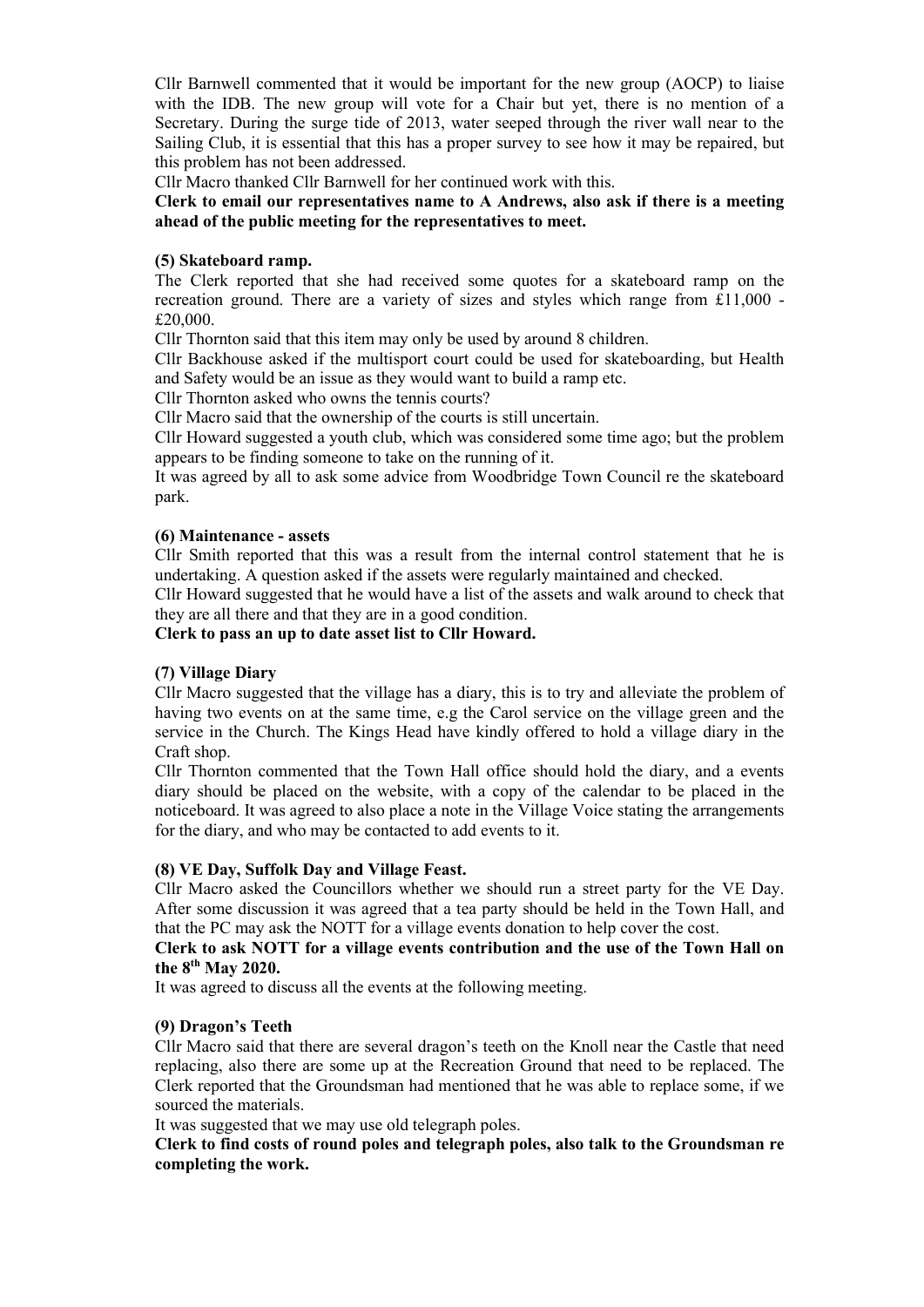Cllr Barnwell commented that it would be important for the new group (AOCP) to liaise with the IDB. The new group will vote for a Chair but yet, there is no mention of a Secretary. During the surge tide of 2013, water seeped through the river wall near to the Sailing Club, it is essential that this has a proper survey to see how it may be repaired, but this problem has not been addressed.

Cllr Macro thanked Cllr Barnwell for her continued work with this.

**Clerk to email our representatives name to A Andrews, also ask if there is a meeting ahead of the public meeting for the representatives to meet.**

**(5) Skateboard ramp.**

The Clerk reported that she had received some quotes for a skateboard ramp on the recreation ground. There are a variety of sizes and styles which range from £11,000 - £20,000.

Cllr Thornton said that this item may only be used by around 8 children.

Cllr Backhouse asked if the multisport court could be used for skateboarding, but Health and Safety would be an issue as they would want to build a ramp etc.

Cllr Thornton asked who owns the tennis courts?

Cllr Macro said that the ownership of the courts is still uncertain.

Cllr Howard suggested a youth club, which was considered some time ago; but the problem appears to be finding someone to take on the running of it.

It was agreed by all to ask some advice from Woodbridge Town Council re the skateboard park.

**(6) Maintenance - assets**

Cllr Smith reported that this was a result from the internal control statement that he is undertaking. A question asked if the assets were regularly maintained and checked.

Cllr Howard suggested that he would have a list of the assets and walk around to check that they are all there and that they are in a good condition.

**Clerk to pass an up to date asset list to Cllr Howard.**

**(7) Village Diary**

Cllr Macro suggested that the village has a diary, this is to try and alleviate the problem of having two events on at the same time, e.g the Carol service on the village green and the service in the Church. The Kings Head have kindly offered to hold a village diary in the Craft shop.

Cllr Thornton commented that the Town Hall office should hold the diary, and a events diary should be placed on the website, with a copy of the calendar to be placed in the noticeboard. It was agreed to also place a note in the Village Voice stating the arrangements for the diary, and who may be contacted to add events to it.

**(8) VE Day, Suffolk Day and Village Feast.**

Cllr Macro asked the Councillors whether we should run a street party for the VE Day. After some discussion it was agreed that a tea party should be held in the Town Hall, and that the PC may ask the NOTT for a village events donation to help cover the cost.

**Clerk to ask NOTT for a village events contribution and the use of the Town Hall on the 8th May 2020.**

It was agreed to discuss all the events at the following meeting.

**(9) Dragon's Teeth**

Cllr Macro said that there are several dragon's teeth on the Knoll near the Castle that need replacing, also there are some up at the Recreation Ground that need to be replaced. The Clerk reported that the Groundsman had mentioned that he was able to replace some, if we sourced the materials.

It was suggested that we may use old telegraph poles.

**Clerk to find costs of round poles and telegraph poles, also talk to the Groundsman re completing the work.**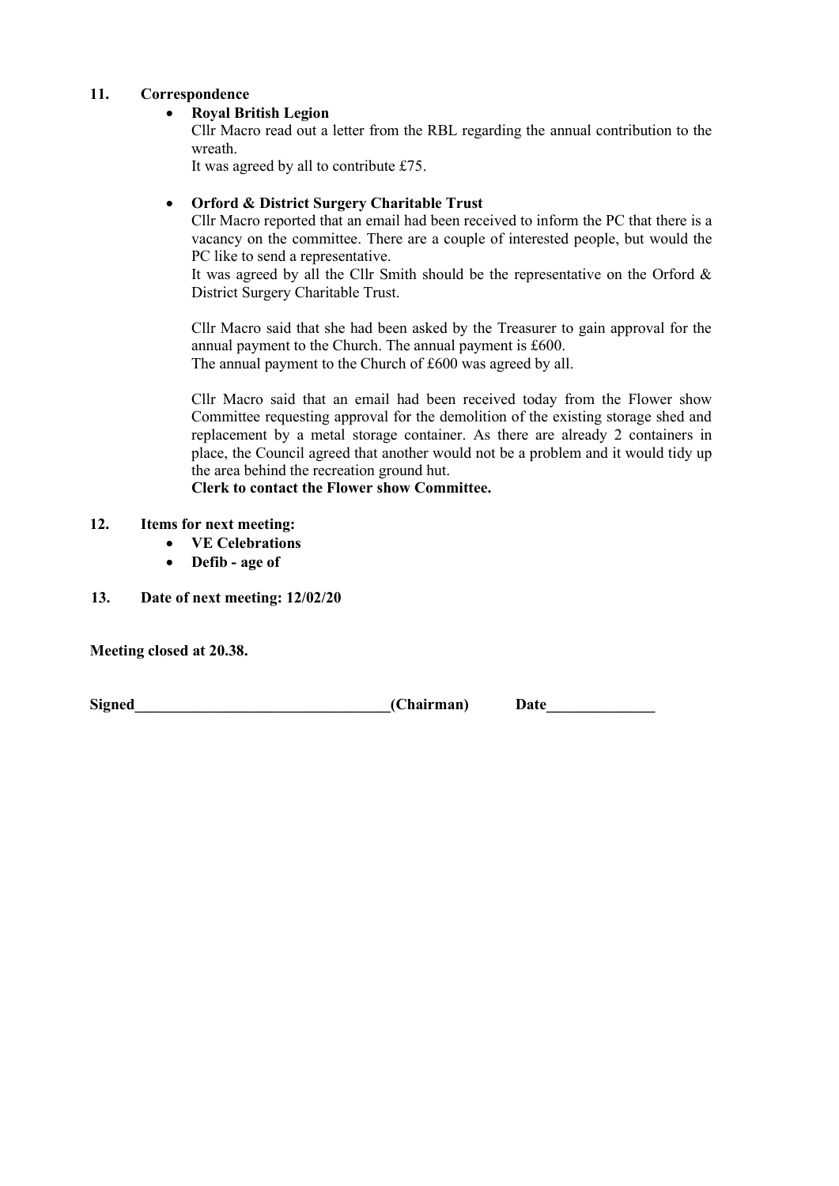**11. Correspondence**

- **Royal British Legion**
  Cllr Macro read out a letter from the RBL regarding the annual contribution to the wreath.
  It was agreed by all to contribute £75.

- **Orford & District Surgery Charitable Trust**
  Cllr Macro reported that an email had been received to inform the PC that there is a vacancy on the committee. There are a couple of interested people, but would the PC like to send a representative.
  It was agreed by all the Cllr Smith should be the representative on the Orford & District Surgery Charitable Trust.

  Cllr Macro said that she had been asked by the Treasurer to gain approval for the annual payment to the Church. The annual payment is £600.
  The annual payment to the Church of £600 was agreed by all.

  Cllr Macro said that an email had been received today from the Flower show Committee requesting approval for the demolition of the existing storage shed and replacement by a metal storage container. As there are already 2 containers in place, the Council agreed that another would not be a problem and it would tidy up the area behind the recreation ground hut.
  **Clerk to contact the Flower show Committee.**

**12. Items for next meeting:**

- **VE Celebrations**
- **Defib - age of**

**13. Date of next meeting: 12/02/20**

**Meeting closed at 20.38.**

**Signed_________________________________(Chairman) Date______________**